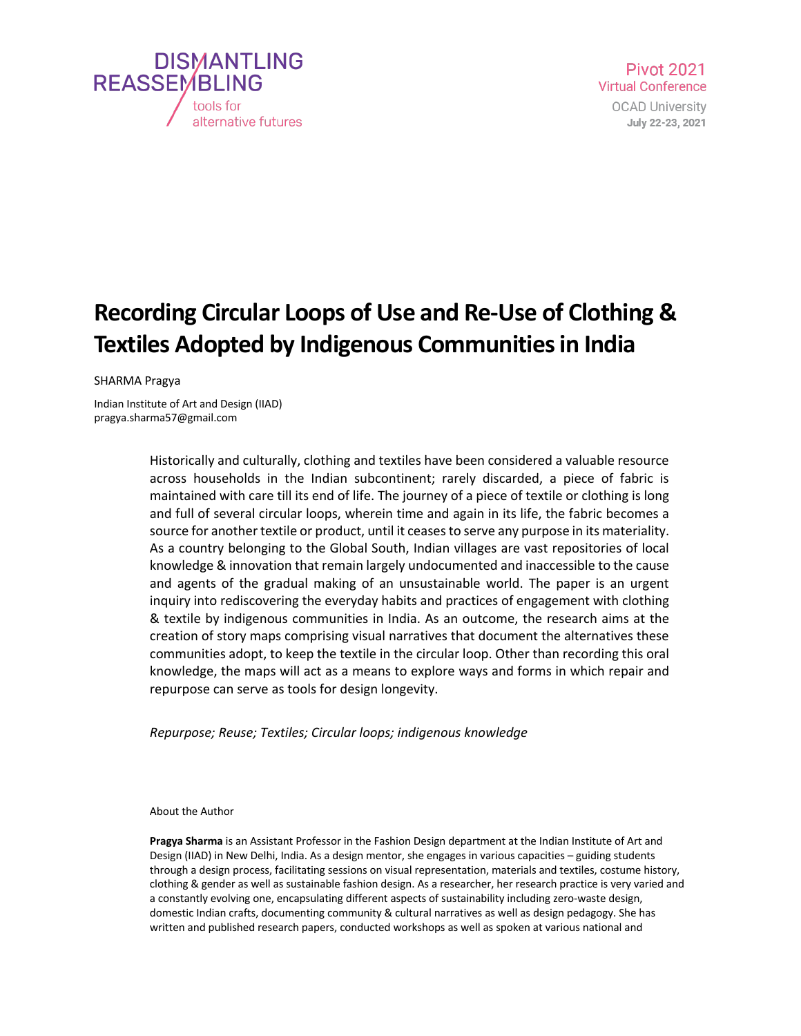# Recording Circular Loops of Use and Re-Use of Clothing & Textiles Adopted by Indigenous Communities in India

SHARMA Pragya

Indian Institute of Art and Design (IIAD)
pragya.sharma57@gmail.com

Historically and culturally, clothing and textiles have been considered a valuable resource across households in the Indian subcontinent; rarely discarded, a piece of fabric is maintained with care till its end of life. The journey of a piece of textile or clothing is long and full of several circular loops, wherein time and again in its life, the fabric becomes a source for another textile or product, until it ceases to serve any purpose in its materiality. As a country belonging to the Global South, Indian villages are vast repositories of local knowledge & innovation that remain largely undocumented and inaccessible to the cause and agents of the gradual making of an unsustainable world. The paper is an urgent inquiry into rediscovering the everyday habits and practices of engagement with clothing & textile by indigenous communities in India. As an outcome, the research aims at the creation of story maps comprising visual narratives that document the alternatives these communities adopt, to keep the textile in the circular loop. Other than recording this oral knowledge, the maps will act as a means to explore ways and forms in which repair and repurpose can serve as tools for design longevity.

*Repurpose; Reuse; Textiles; Circular loops; indigenous knowledge*

About the Author

**Pragya Sharma** is an Assistant Professor in the Fashion Design department at the Indian Institute of Art and Design (IIAD) in New Delhi, India. As a design mentor, she engages in various capacities – guiding students through a design process, facilitating sessions on visual representation, materials and textiles, costume history, clothing & gender as well as sustainable fashion design. As a researcher, her research practice is very varied and a constantly evolving one, encapsulating different aspects of sustainability including zero-waste design, domestic Indian crafts, documenting community & cultural narratives as well as design pedagogy. She has written and published research papers, conducted workshops as well as spoken at various national and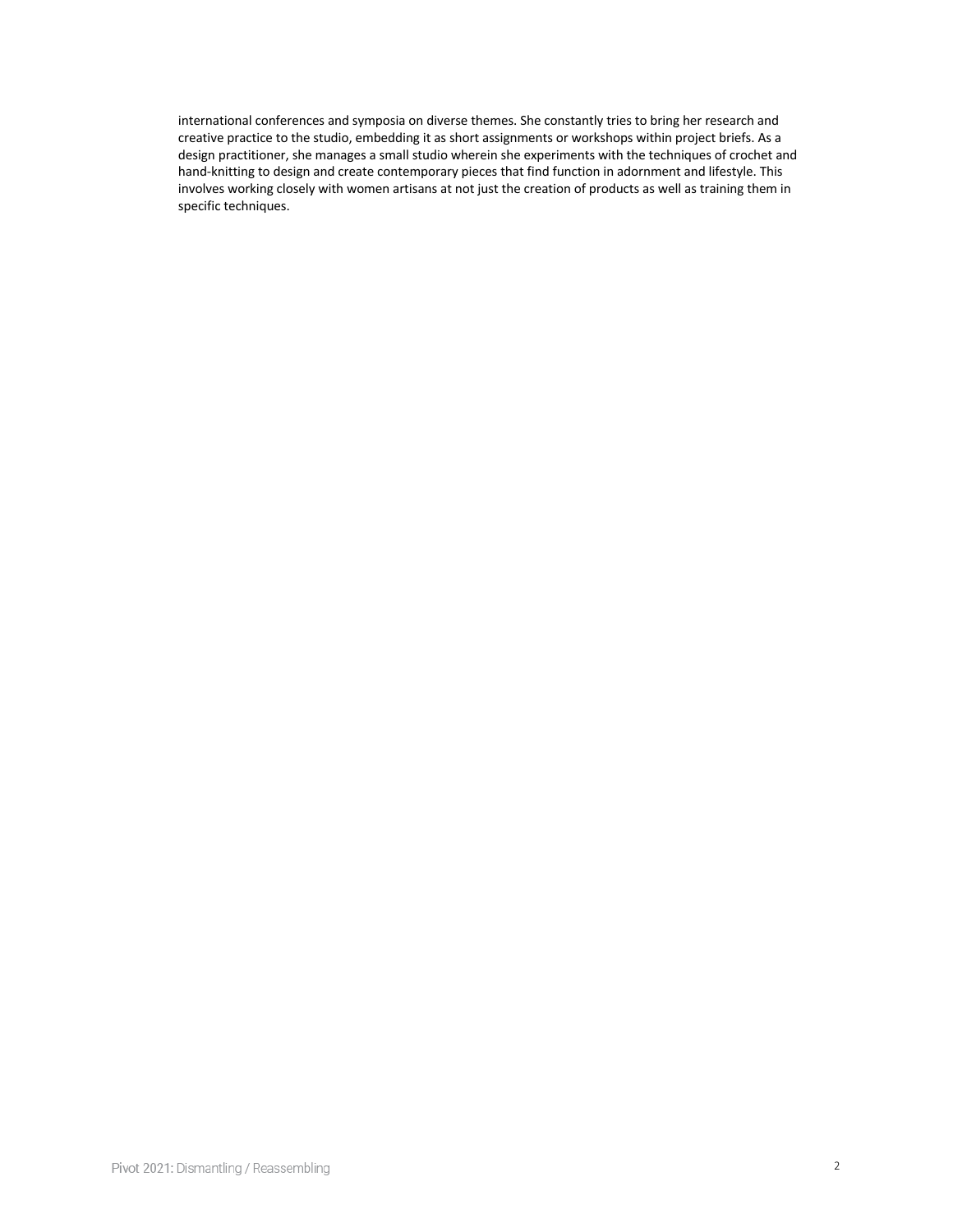international conferences and symposia on diverse themes. She constantly tries to bring her research and creative practice to the studio, embedding it as short assignments or workshops within project briefs. As a design practitioner, she manages a small studio wherein she experiments with the techniques of crochet and hand-knitting to design and create contemporary pieces that find function in adornment and lifestyle. This involves working closely with women artisans at not just the creation of products as well as training them in specific techniques.